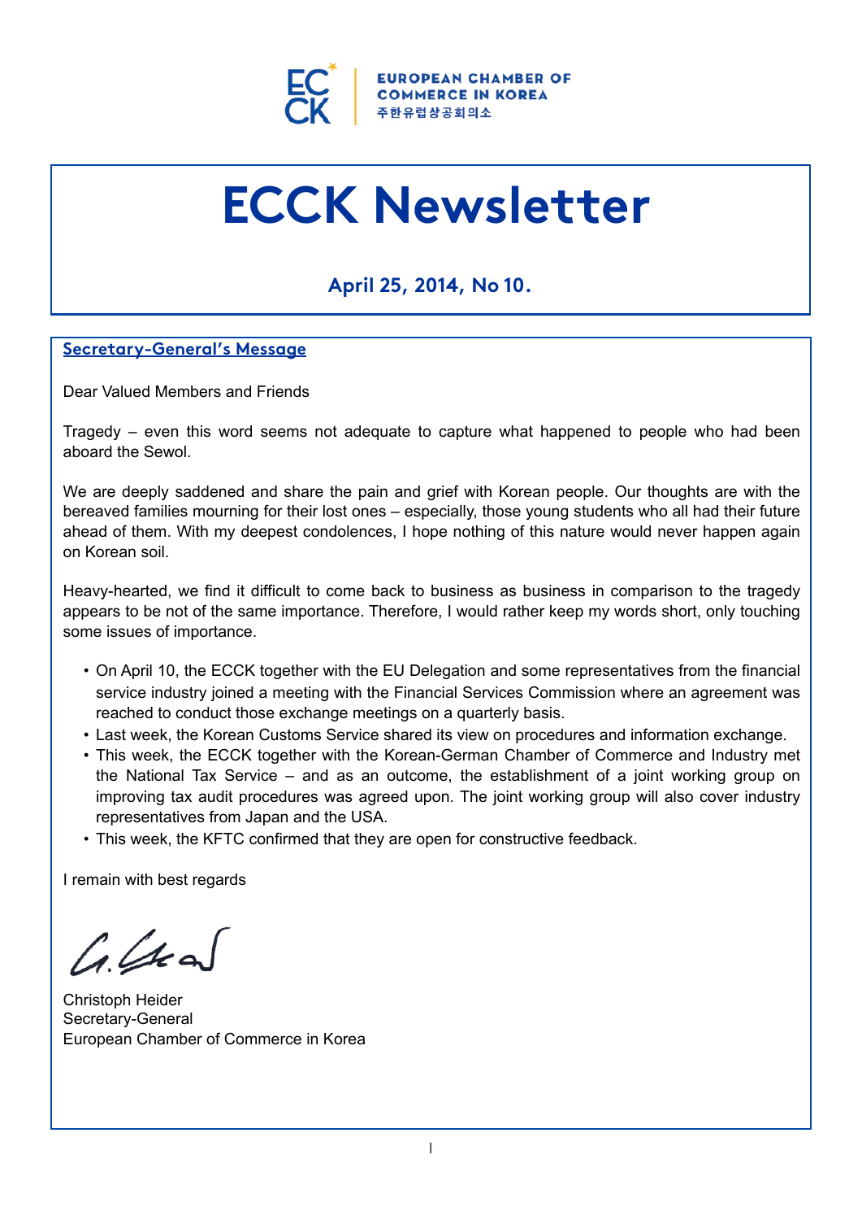EUROPEAN CHAMBER OF COMMERCE IN KOREA
주한유럽상공회의소

# ECCK Newsletter

### April 25, 2014, No 10.

## Secretary-General's Message

Dear Valued Members and Friends

Tragedy – even this word seems not adequate to capture what happened to people who had been aboard the Sewol.

We are deeply saddened and share the pain and grief with Korean people. Our thoughts are with the bereaved families mourning for their lost ones – especially, those young students who all had their future ahead of them. With my deepest condolences, I hope nothing of this nature would never happen again on Korean soil.

Heavy-hearted, we find it difficult to come back to business as business in comparison to the tragedy appears to be not of the same importance. Therefore, I would rather keep my words short, only touching some issues of importance.

- On April 10, the ECCK together with the EU Delegation and some representatives from the financial service industry joined a meeting with the Financial Services Commission where an agreement was reached to conduct those exchange meetings on a quarterly basis.
- Last week, the Korean Customs Service shared its view on procedures and information exchange.
- This week, the ECCK together with the Korean-German Chamber of Commerce and Industry met the National Tax Service – and as an outcome, the establishment of a joint working group on improving tax audit procedures was agreed upon. The joint working group will also cover industry representatives from Japan and the USA.
- This week, the KFTC confirmed that they are open for constructive feedback.

I remain with best regards

Christoph Heider
Secretary-General
European Chamber of Commerce in Korea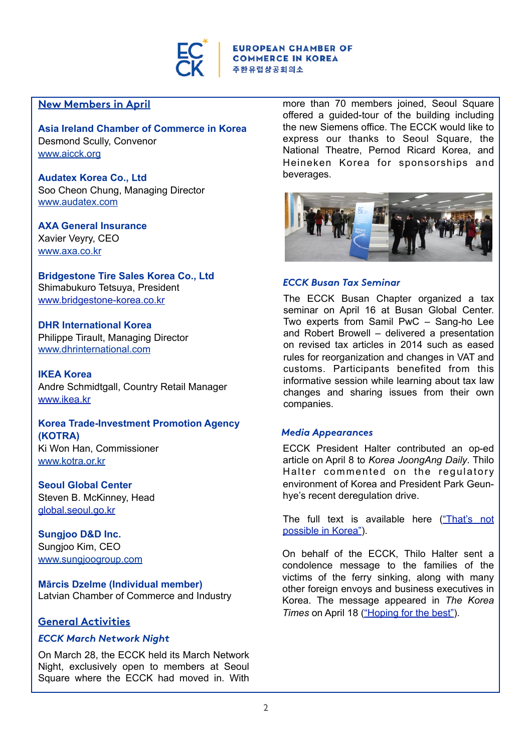## New Members in April

**Asia Ireland Chamber of Commerce in Korea**
Desmond Scully, Convenor
www.aicck.org

**Audatex Korea Co., Ltd**
Soo Cheon Chung, Managing Director
www.audatex.com

**AXA General Insurance**
Xavier Veyry, CEO
www.axa.co.kr

**Bridgestone Tire Sales Korea Co., Ltd**
Shimabukuro Tetsuya, President
www.bridgestone-korea.co.kr

**DHR International Korea**
Philippe Tirault, Managing Director
www.dhrinternational.com

**IKEA Korea**
Andre Schmidtgall, Country Retail Manager
www.ikea.kr

**Korea Trade-Investment Promotion Agency (KOTRA)**
Ki Won Han, Commissioner
www.kotra.or.kr

**Seoul Global Center**
Steven B. McKinney, Head
global.seoul.go.kr

**Sungjoo D&D Inc.**
Sungjoo Kim, CEO
www.sungjoogroup.com

**Mārcis Dzelme (Individual member)**
Latvian Chamber of Commerce and Industry

## General Activities

### *ECCK March Network Night*

On March 28, the ECCK held its March Network Night, exclusively open to members at Seoul Square where the ECCK had moved in. With more than 70 members joined, Seoul Square offered a guided-tour of the building including the new Siemens office. The ECCK would like to express our thanks to Seoul Square, the National Theatre, Pernod Ricard Korea, and Heineken Korea for sponsorships and beverages.

### *ECCK Busan Tax Seminar*

The ECCK Busan Chapter organized a tax seminar on April 16 at Busan Global Center. Two experts from Samil PwC – Sang-ho Lee and Robert Browell – delivered a presentation on revised tax articles in 2014 such as eased rules for reorganization and changes in VAT and customs. Participants benefited from this informative session while learning about tax law changes and sharing issues from their own companies.

### *Media Appearances*

ECCK President Halter contributed an op-ed article on April 8 to *Korea JoongAng Daily*. Thilo Halter commented on the regulatory environment of Korea and President Park Geun-hye's recent deregulation drive.

The full text is available here ("That's not possible in Korea").

On behalf of the ECCK, Thilo Halter sent a condolence message to the families of the victims of the ferry sinking, along with many other foreign envoys and business executives in Korea. The message appeared in *The Korea Times* on April 18 ("Hoping for the best").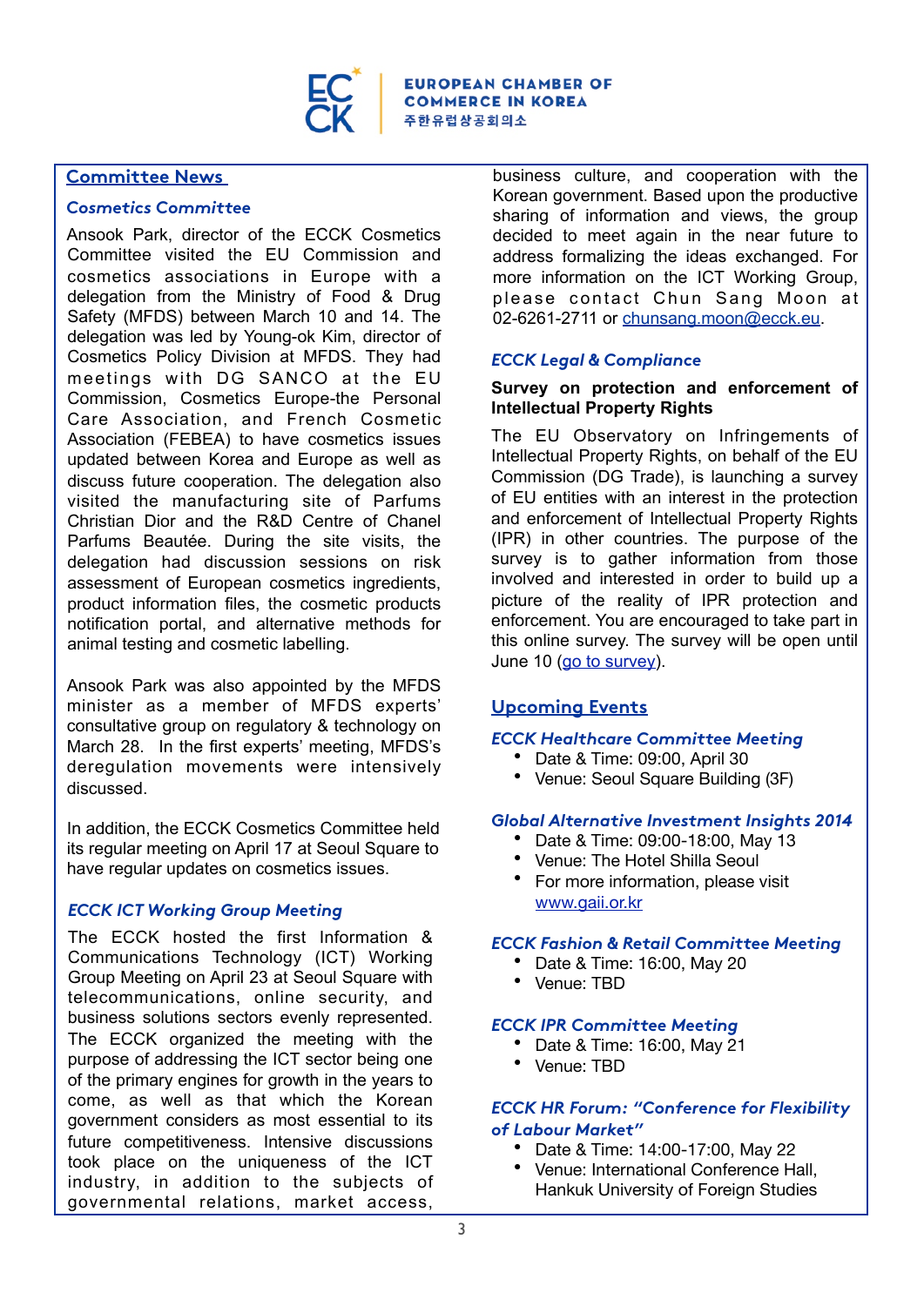## Committee News

### Cosmetics Committee

Ansook Park, director of the ECCK Cosmetics Committee visited the EU Commission and cosmetics associations in Europe with a delegation from the Ministry of Food & Drug Safety (MFDS) between March 10 and 14. The delegation was led by Young-ok Kim, director of Cosmetics Policy Division at MFDS. They had meetings with DG SANCO at the EU Commission, Cosmetics Europe-the Personal Care Association, and French Cosmetic Association (FEBEA) to have cosmetics issues updated between Korea and Europe as well as discuss future cooperation. The delegation also visited the manufacturing site of Parfums Christian Dior and the R&D Centre of Chanel Parfums Beautée. During the site visits, the delegation had discussion sessions on risk assessment of European cosmetics ingredients, product information files, the cosmetic products notification portal, and alternative methods for animal testing and cosmetic labelling.

Ansook Park was also appointed by the MFDS minister as a member of MFDS experts' consultative group on regulatory & technology on March 28. In the first experts' meeting, MFDS's deregulation movements were intensively discussed.

In addition, the ECCK Cosmetics Committee held its regular meeting on April 17 at Seoul Square to have regular updates on cosmetics issues.

### ECCK ICT Working Group Meeting

The ECCK hosted the first Information & Communications Technology (ICT) Working Group Meeting on April 23 at Seoul Square with telecommunications, online security, and business solutions sectors evenly represented. The ECCK organized the meeting with the purpose of addressing the ICT sector being one of the primary engines for growth in the years to come, as well as that which the Korean government considers as most essential to its future competitiveness. Intensive discussions took place on the uniqueness of the ICT industry, in addition to the subjects of governmental relations, market access, business culture, and cooperation with the Korean government. Based upon the productive sharing of information and views, the group decided to meet again in the near future to address formalizing the ideas exchanged. For more information on the ICT Working Group, please contact Chun Sang Moon at 02-6261-2711 or chunsang.moon@ecck.eu.

### ECCK Legal & Compliance

**Survey on protection and enforcement of Intellectual Property Rights**

The EU Observatory on Infringements of Intellectual Property Rights, on behalf of the EU Commission (DG Trade), is launching a survey of EU entities with an interest in the protection and enforcement of Intellectual Property Rights (IPR) in other countries. The purpose of the survey is to gather information from those involved and interested in order to build up a picture of the reality of IPR protection and enforcement. You are encouraged to take part in this online survey. The survey will be open until June 10 (go to survey).

## Upcoming Events

### ECCK Healthcare Committee Meeting

- Date & Time: 09:00, April 30
- Venue: Seoul Square Building (3F)

### Global Alternative Investment Insights 2014

- Date & Time: 09:00-18:00, May 13
- Venue: The Hotel Shilla Seoul
- For more information, please visit www.gaii.or.kr

### ECCK Fashion & Retail Committee Meeting

- Date & Time: 16:00, May 20
- Venue: TBD

### ECCK IPR Committee Meeting

- Date & Time: 16:00, May 21
- Venue: TBD

### ECCK HR Forum: "Conference for Flexibility of Labour Market"

- Date & Time: 14:00-17:00, May 22
- Venue: International Conference Hall, Hankuk University of Foreign Studies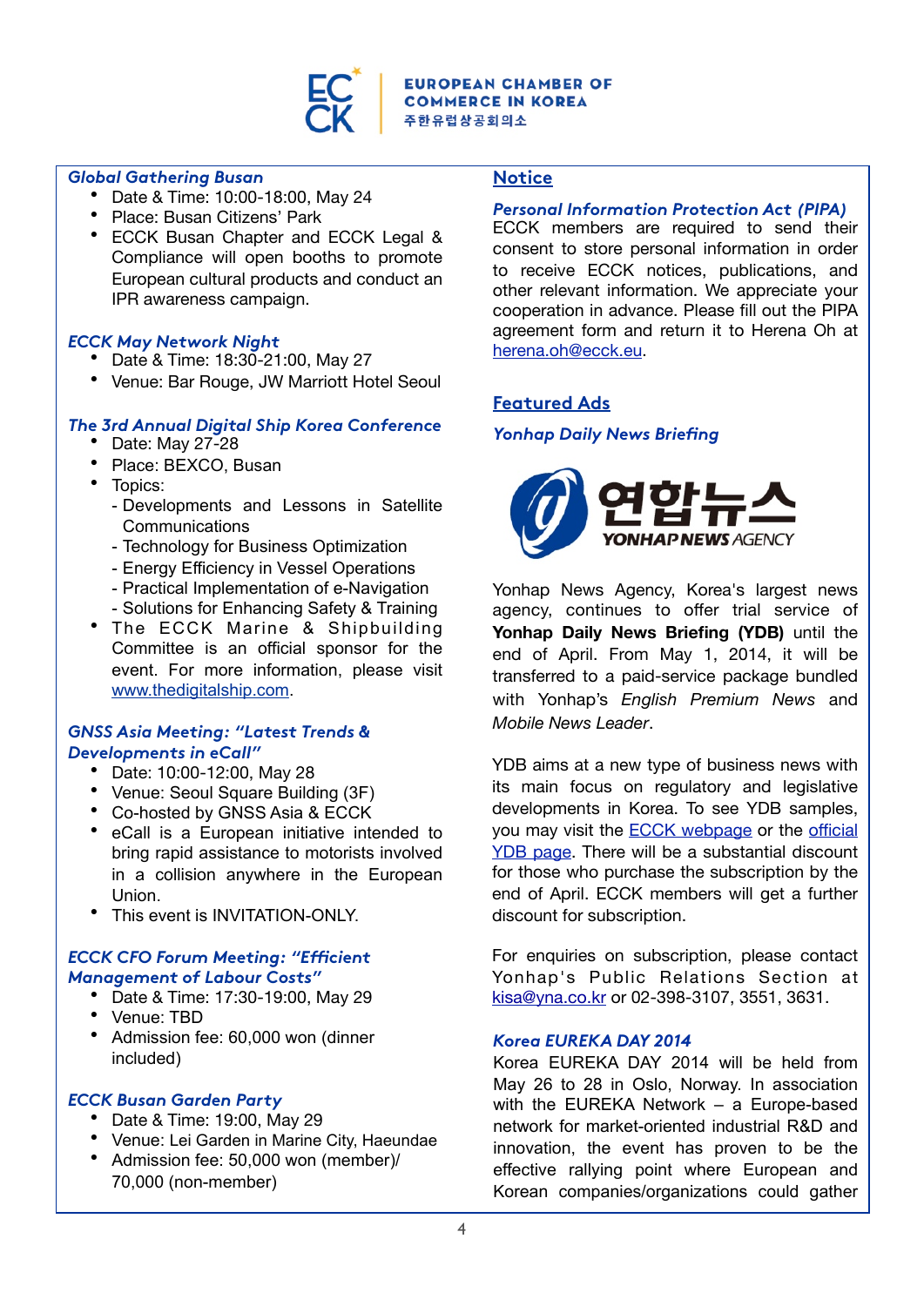### *Global Gathering Busan*

- Date & Time: 10:00-18:00, May 24
- Place: Busan Citizens' Park
- ECCK Busan Chapter and ECCK Legal & Compliance will open booths to promote European cultural products and conduct an IPR awareness campaign.

### *ECCK May Network Night*

- Date & Time: 18:30-21:00, May 27
- Venue: Bar Rouge, JW Marriott Hotel Seoul

### *The 3rd Annual Digital Ship Korea Conference*

- Date: May 27-28
- Place: BEXCO, Busan
- Topics:
  - Developments and Lessons in Satellite Communications
  - Technology for Business Optimization
  - Energy Efficiency in Vessel Operations
  - Practical Implementation of e-Navigation
  - Solutions for Enhancing Safety & Training
- The ECCK Marine & Shipbuilding Committee is an official sponsor for the event. For more information, please visit www.thedigitalship.com.

### *GNSS Asia Meeting: "Latest Trends & Developments in eCall"*

- Date: 10:00-12:00, May 28
- Venue: Seoul Square Building (3F)
- Co-hosted by GNSS Asia & ECCK
- eCall is a European initiative intended to bring rapid assistance to motorists involved in a collision anywhere in the European Union.
- This event is INVITATION-ONLY.

### *ECCK CFO Forum Meeting: "Efficient Management of Labour Costs"*

- Date & Time: 17:30-19:00, May 29
- Venue: TBD
- Admission fee: 60,000 won (dinner included)

### *ECCK Busan Garden Party*

- Date & Time: 19:00, May 29
- Venue: Lei Garden in Marine City, Haeundae
- Admission fee: 50,000 won (member)/ 70,000 (non-member)

## Notice

### *Personal Information Protection Act (PIPA)*

ECCK members are required to send their consent to store personal information in order to receive ECCK notices, publications, and other relevant information. We appreciate your cooperation in advance. Please fill out the PIPA agreement form and return it to Herena Oh at herena.oh@ecck.eu.

## Featured Ads

### *Yonhap Daily News Briefing*

Yonhap News Agency, Korea's largest news agency, continues to offer trial service of **Yonhap Daily News Briefing (YDB)** until the end of April. From May 1, 2014, it will be transferred to a paid-service package bundled with Yonhap's *English Premium News* and *Mobile News Leader*.

YDB aims at a new type of business news with its main focus on regulatory and legislative developments in Korea. To see YDB samples, you may visit the ECCK webpage or the official YDB page. There will be a substantial discount for those who purchase the subscription by the end of April. ECCK members will get a further discount for subscription.

For enquiries on subscription, please contact Yonhap's Public Relations Section at kisa@yna.co.kr or 02-398-3107, 3551, 3631.

### *Korea EUREKA DAY 2014*

Korea EUREKA DAY 2014 will be held from May 26 to 28 in Oslo, Norway. In association with the EUREKA Network – a Europe-based network for market-oriented industrial R&D and innovation, the event has proven to be the effective rallying point where European and Korean companies/organizations could gather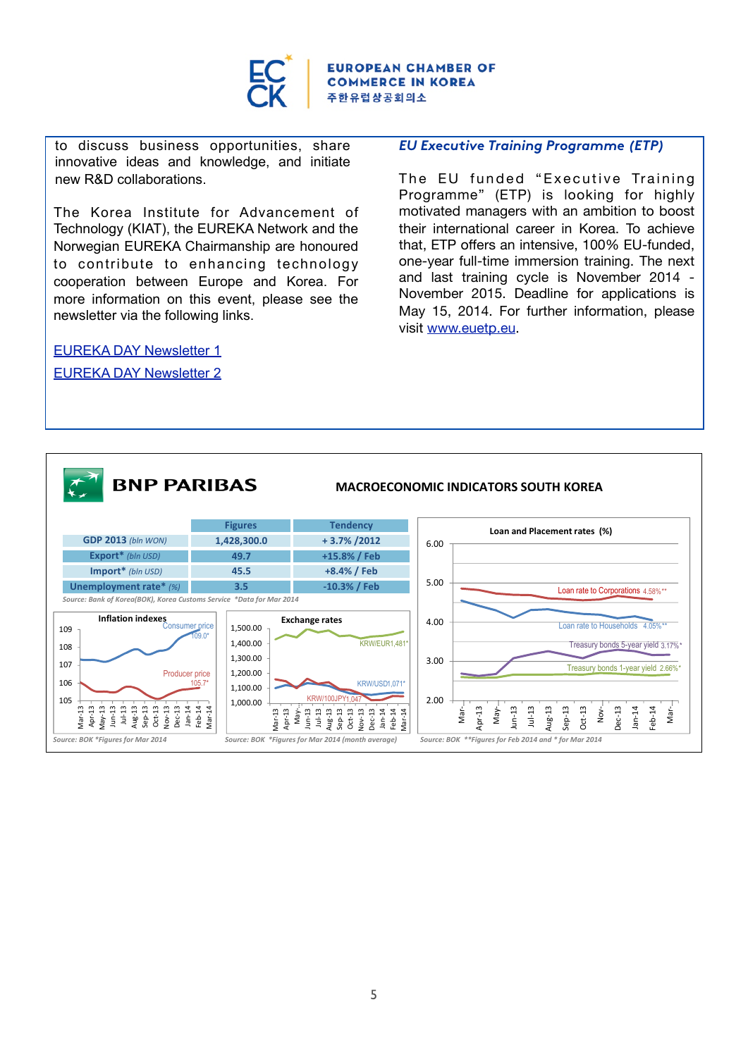to discuss business opportunities, share innovative ideas and knowledge, and initiate new R&D collaborations.

The Korea Institute for Advancement of Technology (KIAT), the EUREKA Network and the Norwegian EUREKA Chairmanship are honoured to contribute to enhancing technology cooperation between Europe and Korea. For more information on this event, please see the newsletter via the following links.

EUREKA DAY Newsletter 1

EUREKA DAY Newsletter 2

## *EU Executive Training Programme (ETP)*

The EU funded "Executive Training Programme" (ETP) is looking for highly motivated managers with an ambition to boost their international career in Korea. To achieve that, ETP offers an intensive, 100% EU-funded, one-year full-time immersion training. The next and last training cycle is November 2014 - November 2015. Deadline for applications is May 15, 2014. For further information, please visit www.euetp.eu.

## BNP PARIBAS

### MACROECONOMIC INDICATORS SOUTH KOREA

| | Figures | Tendency |
|---|---|---|
| GDP 2013 *(bln WON)* | 1,428,300.0 | + 3.7% /2012 |
| Export* *(bln USD)* | 49.7 | +15.8% / Feb |
| Import* *(bln USD)* | 45.5 | +8.4% / Feb |
| Unemployment rate* *(%)* | 3.5 | -10.3% / Feb |

*Source: Bank of Korea(BOK), Korea Customs Service \*Data for Mar 2014*

Inflation indexes

Consumer price 109.0*

Producer price 105.7*

109, 108, 107, 106, 105

Mar-13, Apr-13, May-13, Jun-13, Jul-13, Aug-13, Sep-13, Oct-13, Nov-13, Dec-13, Jan-14, Feb-14, Mar-14

*Source: BOK \*Figures for Mar 2014*

Exchange rates

KRW/EUR1,481*

KRW/USD1,071*

KRW/100JPY1,047

1,500.00, 1,400.00, 1,300.00, 1,200.00, 1,100.00, 1,000.00

Mar-13, Apr-13, May-..., Jun-13, Jul-13, Aug-13, Sep-13, Oct-13, Nov-13, Dec-13, Jan-14, Feb-14, Mar-14

*Source: BOK \*Figures for Mar 2014 (month average)*

Loan and Placement rates (%)

Loan rate to Corporations 4.58%**

Loan rate to Households 4.05%**

Treasury bonds 5-year yield 3.17%*

Treasury bonds 1-year yield 2.66%*

6.00, 5.00, 4.00, 3.00, 2.00

Mar-..., Apr-13, May-..., Jun-13, Jul-13, Aug-13, Sep-13, Oct-13, Nov-..., Dec-13, Jan-14, Feb-14, Mar-...

*Source: BOK \*\*Figures for Feb 2014 and \* for Mar 2014*